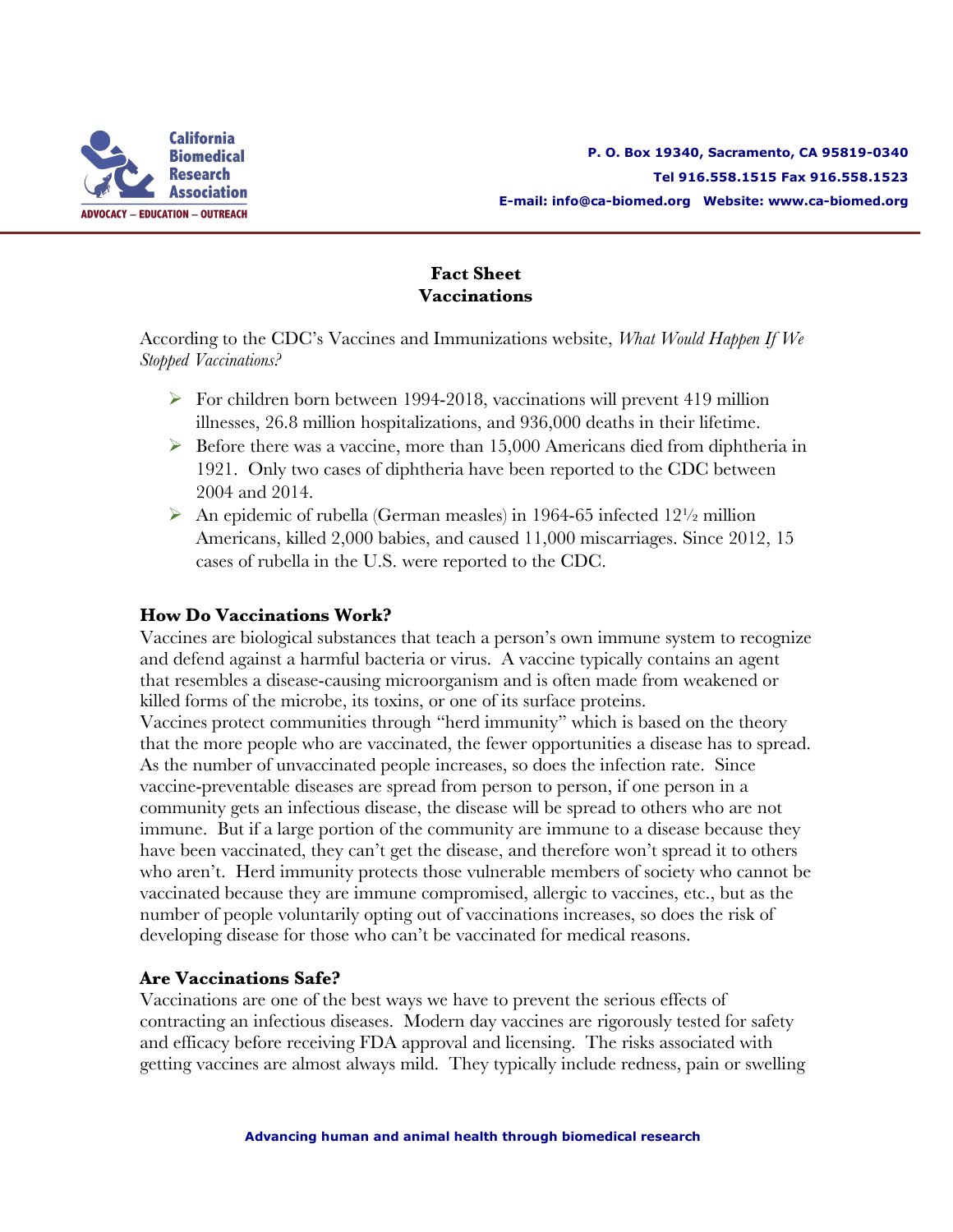California Biomedical Research Association

ADVOCACY – EDUCATION – OUTREACH

P. O. Box 19340, Sacramento, CA 95819-0340
Tel 916.558.1515 Fax 916.558.1523
E-mail: info@ca-biomed.org Website: www.ca-biomed.org

# Fact Sheet
# Vaccinations

According to the CDC's Vaccines and Immunizations website, *What Would Happen If We Stopped Vaccinations?*

- For children born between 1994-2018, vaccinations will prevent 419 million illnesses, 26.8 million hospitalizations, and 936,000 deaths in their lifetime.
- Before there was a vaccine, more than 15,000 Americans died from diphtheria in 1921. Only two cases of diphtheria have been reported to the CDC between 2004 and 2014.
- An epidemic of rubella (German measles) in 1964-65 infected 12½ million Americans, killed 2,000 babies, and caused 11,000 miscarriages. Since 2012, 15 cases of rubella in the U.S. were reported to the CDC.

### How Do Vaccinations Work?

Vaccines are biological substances that teach a person's own immune system to recognize and defend against a harmful bacteria or virus. A vaccine typically contains an agent that resembles a disease-causing microorganism and is often made from weakened or killed forms of the microbe, its toxins, or one of its surface proteins.
Vaccines protect communities through "herd immunity" which is based on the theory that the more people who are vaccinated, the fewer opportunities a disease has to spread. As the number of unvaccinated people increases, so does the infection rate. Since vaccine-preventable diseases are spread from person to person, if one person in a community gets an infectious disease, the disease will be spread to others who are not immune. But if a large portion of the community are immune to a disease because they have been vaccinated, they can't get the disease, and therefore won't spread it to others who aren't. Herd immunity protects those vulnerable members of society who cannot be vaccinated because they are immune compromised, allergic to vaccines, etc., but as the number of people voluntarily opting out of vaccinations increases, so does the risk of developing disease for those who can't be vaccinated for medical reasons.

### Are Vaccinations Safe?

Vaccinations are one of the best ways we have to prevent the serious effects of contracting an infectious diseases. Modern day vaccines are rigorously tested for safety and efficacy before receiving FDA approval and licensing. The risks associated with getting vaccines are almost always mild. They typically include redness, pain or swelling

Advancing human and animal health through biomedical research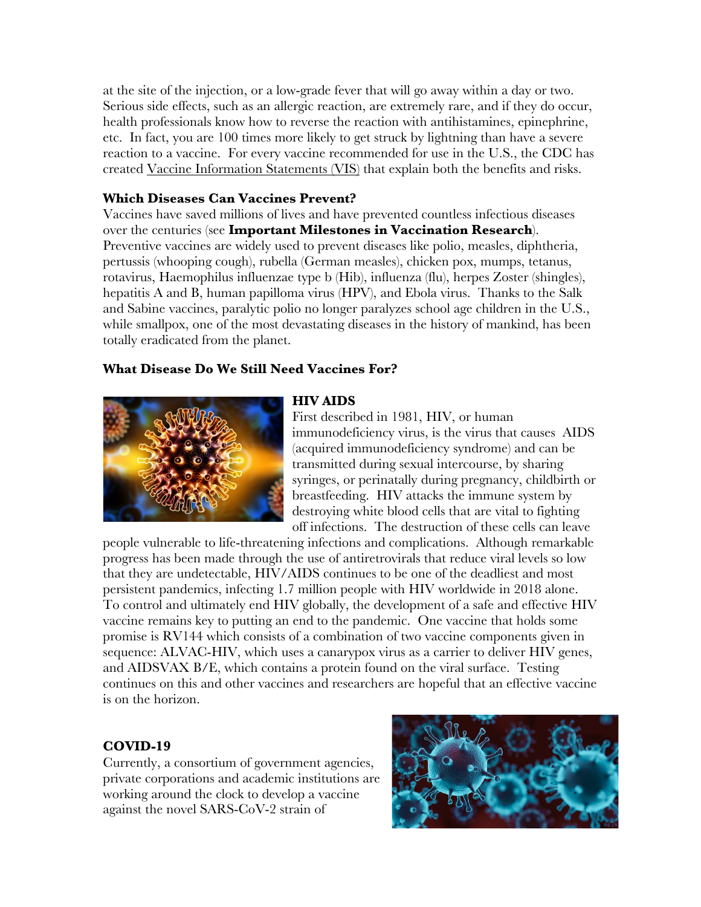at the site of the injection, or a low-grade fever that will go away within a day or two. Serious side effects, such as an allergic reaction, are extremely rare, and if they do occur, health professionals know how to reverse the reaction with antihistamines, epinephrine, etc. In fact, you are 100 times more likely to get struck by lightning than have a severe reaction to a vaccine. For every vaccine recommended for use in the U.S., the CDC has created Vaccine Information Statements (VIS) that explain both the benefits and risks.

**Which Diseases Can Vaccines Prevent?**

Vaccines have saved millions of lives and have prevented countless infectious diseases over the centuries (see **Important Milestones in Vaccination Research**). Preventive vaccines are widely used to prevent diseases like polio, measles, diphtheria, pertussis (whooping cough), rubella (German measles), chicken pox, mumps, tetanus, rotavirus, Haemophilus influenzae type b (Hib), influenza (flu), herpes Zoster (shingles), hepatitis A and B, human papilloma virus (HPV), and Ebola virus. Thanks to the Salk and Sabine vaccines, paralytic polio no longer paralyzes school age children in the U.S., while smallpox, one of the most devastating diseases in the history of mankind, has been totally eradicated from the planet.

**What Disease Do We Still Need Vaccines For?**

**HIV AIDS**

First described in 1981, HIV, or human immunodeficiency virus, is the virus that causes AIDS (acquired immunodeficiency syndrome) and can be transmitted during sexual intercourse, by sharing syringes, or perinatally during pregnancy, childbirth or breastfeeding. HIV attacks the immune system by destroying white blood cells that are vital to fighting off infections. The destruction of these cells can leave people vulnerable to life-threatening infections and complications. Although remarkable progress has been made through the use of antiretrovirals that reduce viral levels so low that they are undetectable, HIV/AIDS continues to be one of the deadliest and most persistent pandemics, infecting 1.7 million people with HIV worldwide in 2018 alone. To control and ultimately end HIV globally, the development of a safe and effective HIV vaccine remains key to putting an end to the pandemic. One vaccine that holds some promise is RV144 which consists of a combination of two vaccine components given in sequence: ALVAC-HIV, which uses a canarypox virus as a carrier to deliver HIV genes, and AIDSVAX B/E, which contains a protein found on the viral surface. Testing continues on this and other vaccines and researchers are hopeful that an effective vaccine is on the horizon.

**COVID-19**

Currently, a consortium of government agencies, private corporations and academic institutions are working around the clock to develop a vaccine against the novel SARS-CoV-2 strain of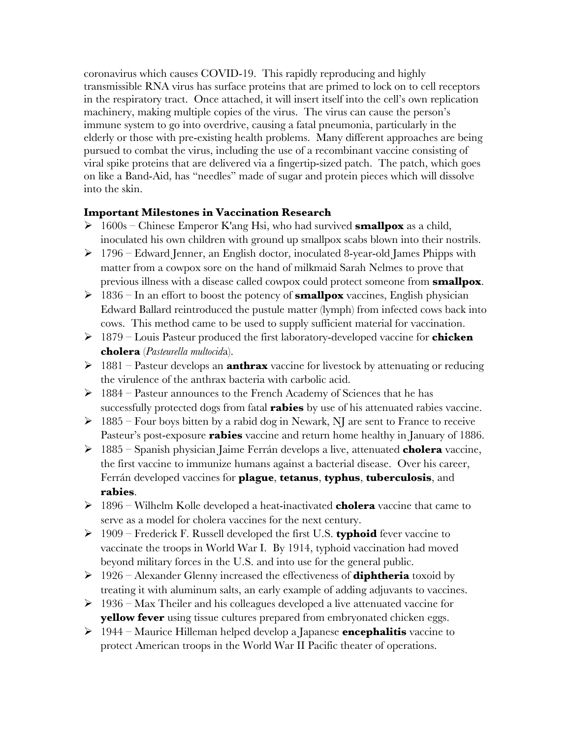coronavirus which causes COVID-19. This rapidly reproducing and highly transmissible RNA virus has surface proteins that are primed to lock on to cell receptors in the respiratory tract. Once attached, it will insert itself into the cell's own replication machinery, making multiple copies of the virus. The virus can cause the person's immune system to go into overdrive, causing a fatal pneumonia, particularly in the elderly or those with pre-existing health problems. Many different approaches are being pursued to combat the virus, including the use of a recombinant vaccine consisting of viral spike proteins that are delivered via a fingertip-sized patch. The patch, which goes on like a Band-Aid, has "needles" made of sugar and protein pieces which will dissolve into the skin.

**Important Milestones in Vaccination Research**

- 1600s – Chinese Emperor K'ang Hsi, who had survived **smallpox** as a child, inoculated his own children with ground up smallpox scabs blown into their nostrils.
- 1796 – Edward Jenner, an English doctor, inoculated 8-year-old James Phipps with matter from a cowpox sore on the hand of milkmaid Sarah Nelmes to prove that previous illness with a disease called cowpox could protect someone from **smallpox**.
- 1836 – In an effort to boost the potency of **smallpox** vaccines, English physician Edward Ballard reintroduced the pustule matter (lymph) from infected cows back into cows. This method came to be used to supply sufficient material for vaccination.
- 1879 – Louis Pasteur produced the first laboratory-developed vaccine for **chicken cholera** (*Pasteurella multocida*).
- 1881 – Pasteur develops an **anthrax** vaccine for livestock by attenuating or reducing the virulence of the anthrax bacteria with carbolic acid.
- 1884 – Pasteur announces to the French Academy of Sciences that he has successfully protected dogs from fatal **rabies** by use of his attenuated rabies vaccine.
- 1885 – Four boys bitten by a rabid dog in Newark, NJ are sent to France to receive Pasteur's post-exposure **rabies** vaccine and return home healthy in January of 1886.
- 1885 – Spanish physician Jaime Ferrán develops a live, attenuated **cholera** vaccine, the first vaccine to immunize humans against a bacterial disease. Over his career, Ferrán developed vaccines for **plague**, **tetanus**, **typhus**, **tuberculosis**, and **rabies**.
- 1896 – Wilhelm Kolle developed a heat-inactivated **cholera** vaccine that came to serve as a model for cholera vaccines for the next century.
- 1909 – Frederick F. Russell developed the first U.S. **typhoid** fever vaccine to vaccinate the troops in World War I. By 1914, typhoid vaccination had moved beyond military forces in the U.S. and into use for the general public.
- 1926 – Alexander Glenny increased the effectiveness of **diphtheria** toxoid by treating it with aluminum salts, an early example of adding adjuvants to vaccines.
- 1936 – Max Theiler and his colleagues developed a live attenuated vaccine for **yellow fever** using tissue cultures prepared from embryonated chicken eggs.
- 1944 – Maurice Hilleman helped develop a Japanese **encephalitis** vaccine to protect American troops in the World War II Pacific theater of operations.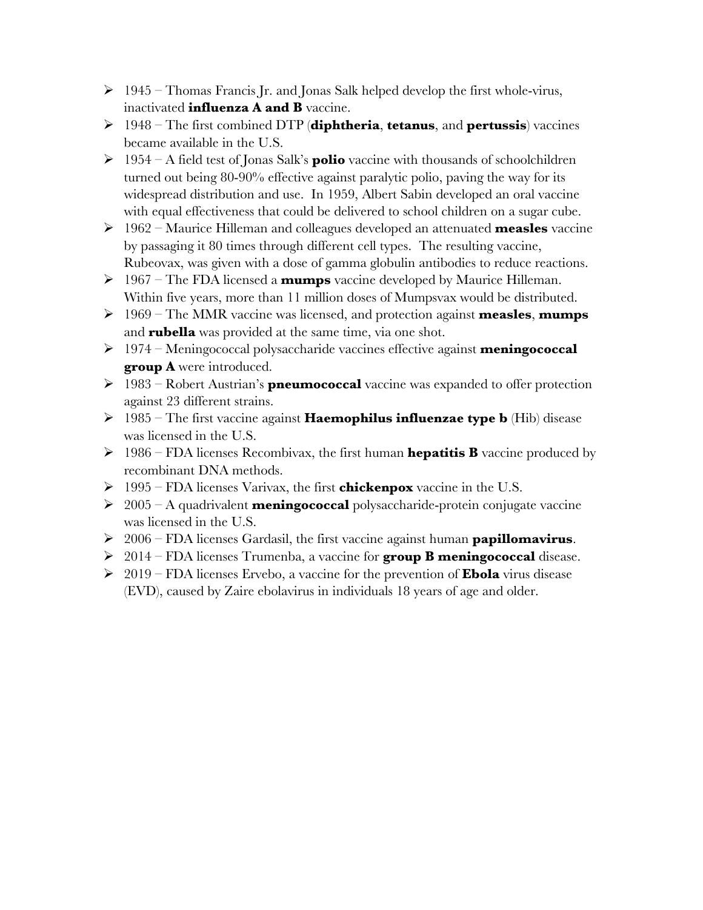- 1945 – Thomas Francis Jr. and Jonas Salk helped develop the first whole-virus, inactivated **influenza A and B** vaccine.
- 1948 – The first combined DTP (**diphtheria**, **tetanus**, and **pertussis**) vaccines became available in the U.S.
- 1954 – A field test of Jonas Salk's **polio** vaccine with thousands of schoolchildren turned out being 80-90% effective against paralytic polio, paving the way for its widespread distribution and use. In 1959, Albert Sabin developed an oral vaccine with equal effectiveness that could be delivered to school children on a sugar cube.
- 1962 – Maurice Hilleman and colleagues developed an attenuated **measles** vaccine by passaging it 80 times through different cell types. The resulting vaccine, Rubeovax, was given with a dose of gamma globulin antibodies to reduce reactions.
- 1967 – The FDA licensed a **mumps** vaccine developed by Maurice Hilleman. Within five years, more than 11 million doses of Mumpsvax would be distributed.
- 1969 – The MMR vaccine was licensed, and protection against **measles**, **mumps** and **rubella** was provided at the same time, via one shot.
- 1974 – Meningococcal polysaccharide vaccines effective against **meningococcal group A** were introduced.
- 1983 – Robert Austrian's **pneumococcal** vaccine was expanded to offer protection against 23 different strains.
- 1985 – The first vaccine against **Haemophilus influenzae type b** (Hib) disease was licensed in the U.S.
- 1986 – FDA licenses Recombivax, the first human **hepatitis B** vaccine produced by recombinant DNA methods.
- 1995 – FDA licenses Varivax, the first **chickenpox** vaccine in the U.S.
- 2005 – A quadrivalent **meningococcal** polysaccharide-protein conjugate vaccine was licensed in the U.S.
- 2006 – FDA licenses Gardasil, the first vaccine against human **papillomavirus**.
- 2014 – FDA licenses Trumenba, a vaccine for **group B meningococcal** disease.
- 2019 – FDA licenses Ervebo, a vaccine for the prevention of **Ebola** virus disease (EVD), caused by Zaire ebolavirus in individuals 18 years of age and older.